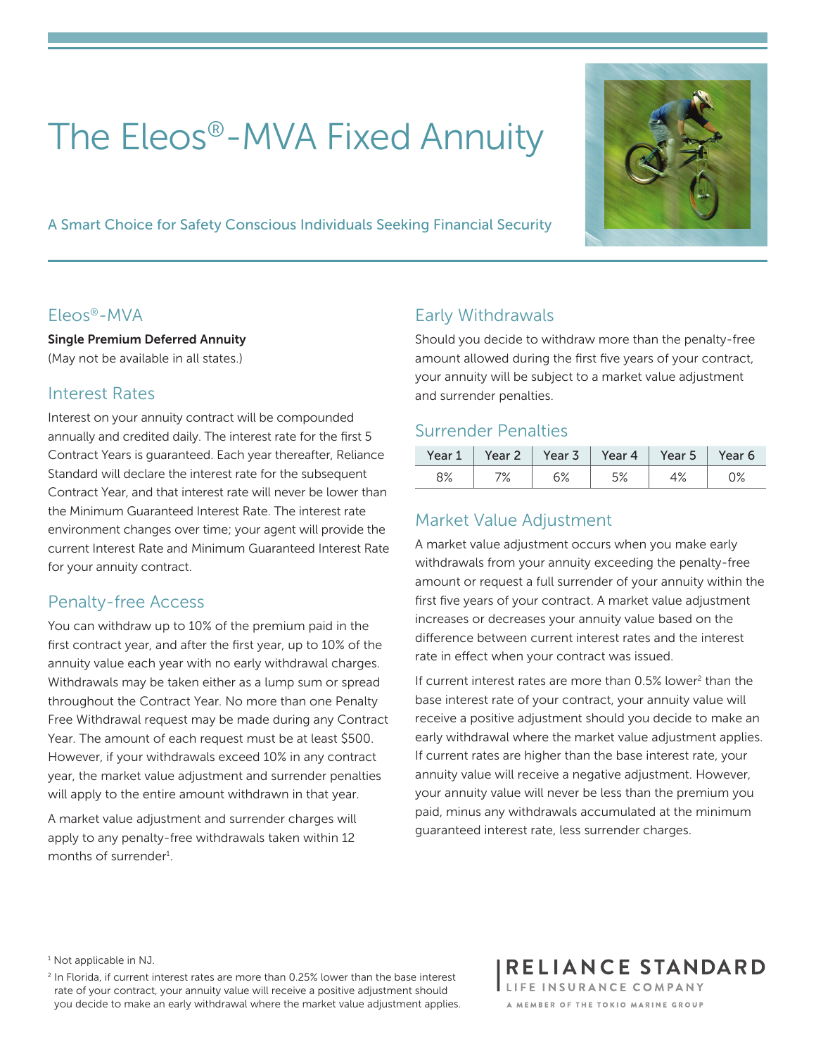# The Eleos®-MVA Fixed Annuity

A Smart Choice for Safety Conscious Individuals Seeking Financial Security

## Eleos®-MVA

**Single Premium Deferred Annuity**
(May not be available in all states.)

## Interest Rates

Interest on your annuity contract will be compounded annually and credited daily. The interest rate for the first 5 Contract Years is guaranteed. Each year thereafter, Reliance Standard will declare the interest rate for the subsequent Contract Year, and that interest rate will never be lower than the Minimum Guaranteed Interest Rate. The interest rate environment changes over time; your agent will provide the current Interest Rate and Minimum Guaranteed Interest Rate for your annuity contract.

## Penalty-free Access

You can withdraw up to 10% of the premium paid in the first contract year, and after the first year, up to 10% of the annuity value each year with no early withdrawal charges. Withdrawals may be taken either as a lump sum or spread throughout the Contract Year. No more than one Penalty Free Withdrawal request may be made during any Contract Year. The amount of each request must be at least $500. However, if your withdrawals exceed 10% in any contract year, the market value adjustment and surrender penalties will apply to the entire amount withdrawn in that year.

A market value adjustment and surrender charges will apply to any penalty-free withdrawals taken within 12 months of surrender[1].

## Early Withdrawals

Should you decide to withdraw more than the penalty-free amount allowed during the first five years of your contract, your annuity will be subject to a market value adjustment and surrender penalties.

## Surrender Penalties

| Year 1 | Year 2 | Year 3 | Year 4 | Year 5 | Year 6 |
|---|---|---|---|---|---|
| 8% | 7% | 6% | 5% | 4% | 0% |

## Market Value Adjustment

A market value adjustment occurs when you make early withdrawals from your annuity exceeding the penalty-free amount or request a full surrender of your annuity within the first five years of your contract. A market value adjustment increases or decreases your annuity value based on the difference between current interest rates and the interest rate in effect when your contract was issued.

If current interest rates are more than 0.5% lower[2] than the base interest rate of your contract, your annuity value will receive a positive adjustment should you decide to make an early withdrawal where the market value adjustment applies. If current rates are higher than the base interest rate, your annuity value will receive a negative adjustment. However, your annuity value will never be less than the premium you paid, minus any withdrawals accumulated at the minimum guaranteed interest rate, less surrender charges.

[1] Not applicable in NJ.

[2] In Florida, if current interest rates are more than 0.25% lower than the base interest rate of your contract, your annuity value will receive a positive adjustment should you decide to make an early withdrawal where the market value adjustment applies.

RELIANCE STANDARD
LIFE INSURANCE COMPANY
A MEMBER OF THE TOKIO MARINE GROUP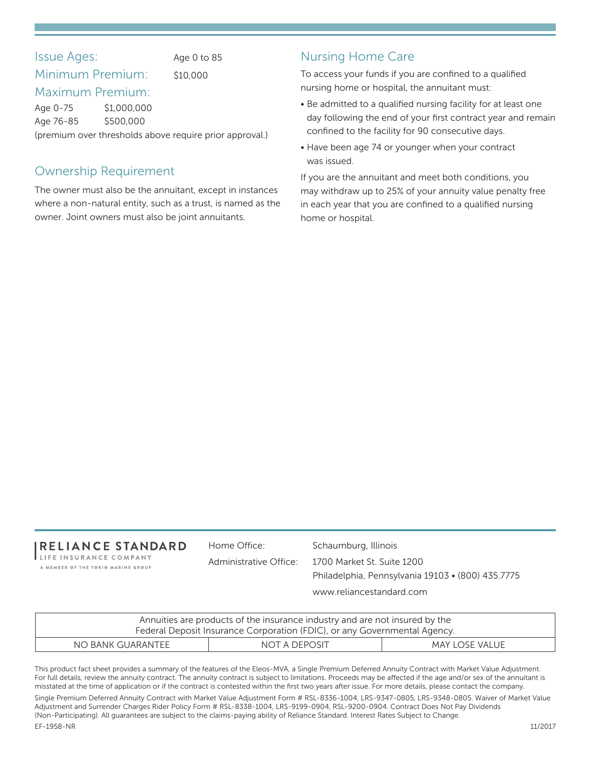## Issue Ages:

Age 0 to 85

## Minimum Premium:

$10,000

## Maximum Premium:

| | |
|---|---|
| Age 0-75 | $1,000,000 |
| Age 76-85 | $500,000 |

(premium over thresholds above require prior approval.)

## Ownership Requirement

The owner must also be the annuitant, except in instances where a non-natural entity, such as a trust, is named as the owner. Joint owners must also be joint annuitants.

## Nursing Home Care

To access your funds if you are confined to a qualified nursing home or hospital, the annuitant must:

- Be admitted to a qualified nursing facility for at least one day following the end of your first contract year and remain confined to the facility for 90 consecutive days.
- Have been age 74 or younger when your contract was issued.

If you are the annuitant and meet both conditions, you may withdraw up to 25% of your annuity value penalty free in each year that you are confined to a qualified nursing home or hospital.

**RELIANCE STANDARD**
LIFE INSURANCE COMPANY
A MEMBER OF THE TOKIO MARINE GROUP

Home Office: Schaumburg, Illinois

Administrative Office: 1700 Market St. Suite 1200
Philadelphia, Pennsylvania 19103 • (800) 435.7775
www.reliancestandard.com

| Annuities are products of the insurance industry and are not insured by the Federal Deposit Insurance Corporation (FDIC), or any Governmental Agency. | | |
|---|---|---|
| NO BANK GUARANTEE | NOT A DEPOSIT | MAY LOSE VALUE |

This product fact sheet provides a summary of the features of the Eleos-MVA, a Single Premium Deferred Annuity Contract with Market Value Adjustment. For full details, review the annuity contract. The annuity contract is subject to limitations. Proceeds may be affected if the age and/or sex of the annuitant is misstated at the time of application or if the contract is contested within the first two years after issue. For more details, please contact the company.

Single Premium Deferred Annuity Contract with Market Value Adjustment Form # RSL-8336-1004, LRS-9347-0805, LRS-9348-0805. Waiver of Market Value Adjustment and Surrender Charges Rider Policy Form # RSL-8338-1004, LRS-9199-0904, RSL-9200-0904. Contract Does Not Pay Dividends (Non-Participating). All guarantees are subject to the claims-paying ability of Reliance Standard. Interest Rates Subject to Change.

EF-1958-NR 11/2017